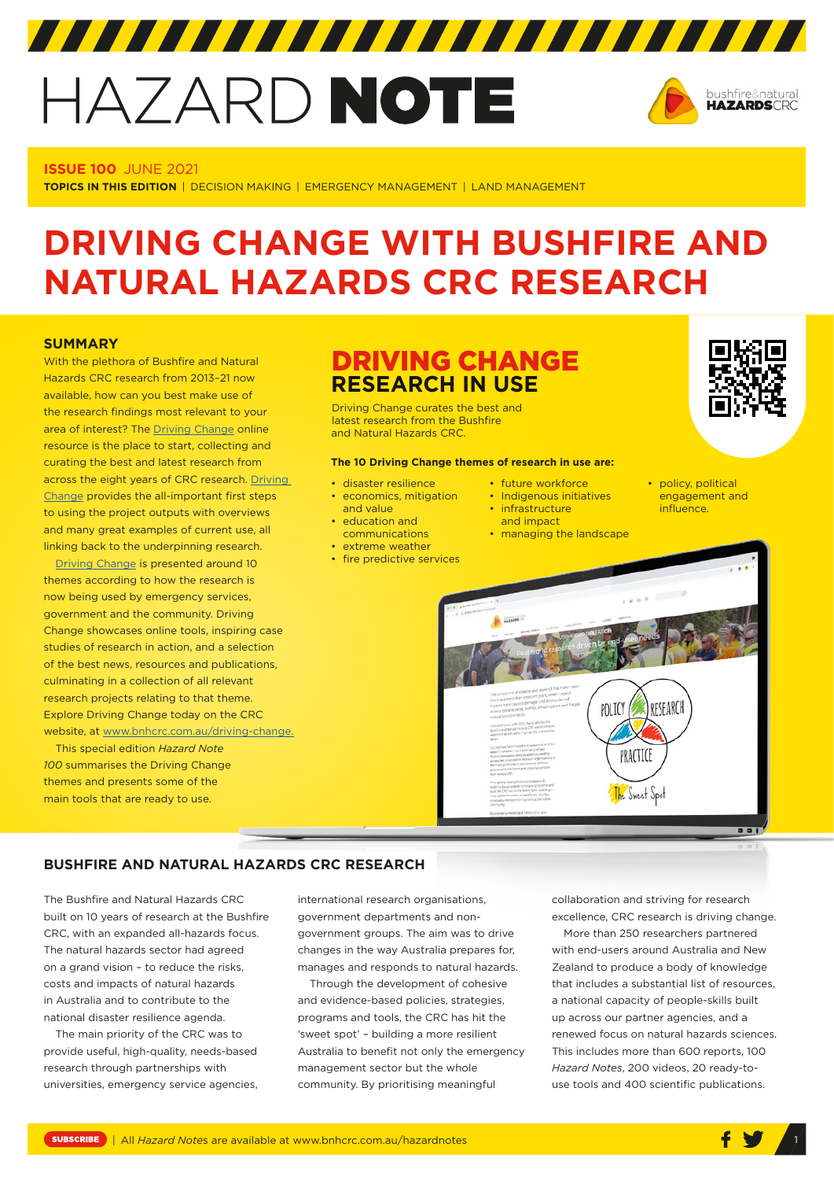# HAZARD NOTE

**ISSUE 100** JUNE 2021

**TOPICS IN THIS EDITION** | DECISION MAKING | EMERGENCY MANAGEMENT | LAND MANAGEMENT

# DRIVING CHANGE WITH BUSHFIRE AND NATURAL HAZARDS CRC RESEARCH

## SUMMARY

With the plethora of Bushfire and Natural Hazards CRC research from 2013–21 now available, how can you best make use of the research findings most relevant to your area of interest? The Driving Change online resource is the place to start, collecting and curating the best and latest research from across the eight years of CRC research. Driving Change provides the all-important first steps to using the project outputs with overviews and many great examples of current use, all linking back to the underpinning research.

Driving Change is presented around 10 themes according to how the research is now being used by emergency services, government and the community. Driving Change showcases online tools, inspiring case studies of research in action, and a selection of the best news, resources and publications, culminating in a collection of all relevant research projects relating to that theme. Explore Driving Change today on the CRC website, at www.bnhcrc.com.au/driving-change.

This special edition *Hazard Note 100* summarises the Driving Change themes and presents some of the main tools that are ready to use.

## DRIVING CHANGE RESEARCH IN USE

Driving Change curates the best and latest research from the Bushfire and Natural Hazards CRC.

**The 10 Driving Change themes of research in use are:**

- disaster resilience
- economics, mitigation and value
- education and communications
- extreme weather
- fire predictive services
- future workforce
- Indigenous initiatives
- infrastructure and impact
- managing the landscape
- policy, political engagement and influence.

## BUSHFIRE AND NATURAL HAZARDS CRC RESEARCH

The Bushfire and Natural Hazards CRC built on 10 years of research at the Bushfire CRC, with an expanded all-hazards focus. The natural hazards sector had agreed on a grand vision – to reduce the risks, costs and impacts of natural hazards in Australia and to contribute to the national disaster resilience agenda.

The main priority of the CRC was to provide useful, high-quality, needs-based research through partnerships with universities, emergency service agencies, international research organisations, government departments and non-government groups. The aim was to drive changes in the way Australia prepares for, manages and responds to natural hazards.

Through the development of cohesive and evidence-based policies, strategies, programs and tools, the CRC has hit the 'sweet spot' – building a more resilient Australia to benefit not only the emergency management sector but the whole community. By prioritising meaningful collaboration and striving for research excellence, CRC research is driving change.

More than 250 researchers partnered with end-users around Australia and New Zealand to produce a body of knowledge that includes a substantial list of resources, a national capacity of people-skills built up across our partner agencies, and a renewed focus on natural hazards sciences. This includes more than 600 reports, 100 *Hazard Notes*, 200 videos, 20 ready-to-use tools and 400 scientific publications.

SUBSCRIBE | All *Hazard Notes* are available at www.bnhcrc.com.au/hazardnotes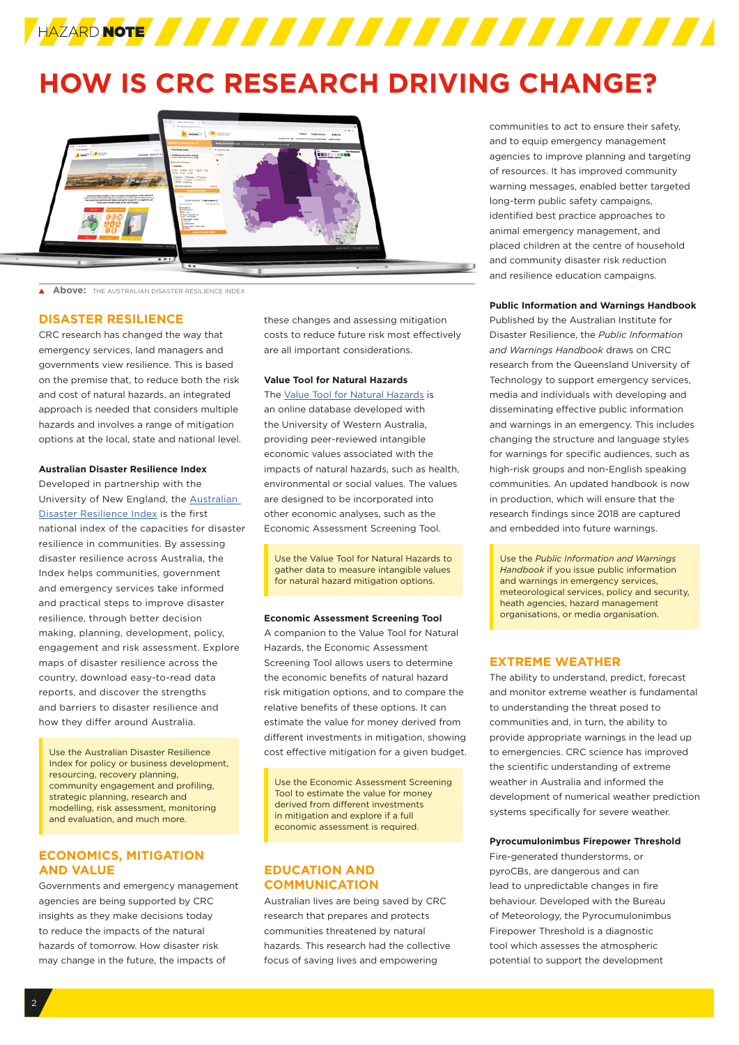# HOW IS CRC RESEARCH DRIVING CHANGE?

**Above:** THE AUSTRALIAN DISASTER RESILIENCE INDEX

## DISASTER RESILIENCE

CRC research has changed the way that emergency services, land managers and governments view resilience. This is based on the premise that, to reduce both the risk and cost of natural hazards, an integrated approach is needed that considers multiple hazards and involves a range of mitigation options at the local, state and national level.

### Australian Disaster Resilience Index

Developed in partnership with the University of New England, the Australian Disaster Resilience Index is the first national index of the capacities for disaster resilience in communities. By assessing disaster resilience across Australia, the Index helps communities, government and emergency services take informed and practical steps to improve disaster resilience, through better decision making, planning, development, policy, engagement and risk assessment. Explore maps of disaster resilience across the country, download easy-to-read data reports, and discover the strengths and barriers to disaster resilience and how they differ around Australia.

> Use the Australian Disaster Resilience Index for policy or business development, resourcing, recovery planning, community engagement and profiling, strategic planning, research and modelling, risk assessment, monitoring and evaluation, and much more.

## ECONOMICS, MITIGATION AND VALUE

Governments and emergency management agencies are being supported by CRC insights as they make decisions today to reduce the impacts of the natural hazards of tomorrow. How disaster risk may change in the future, the impacts of these changes and assessing mitigation costs to reduce future risk most effectively are all important considerations.

### Value Tool for Natural Hazards

The Value Tool for Natural Hazards is an online database developed with the University of Western Australia, providing peer-reviewed intangible economic values associated with the impacts of natural hazards, such as health, environmental or social values. The values are designed to be incorporated into other economic analyses, such as the Economic Assessment Screening Tool.

> Use the Value Tool for Natural Hazards to gather data to measure intangible values for natural hazard mitigation options.

### Economic Assessment Screening Tool

A companion to the Value Tool for Natural Hazards, the Economic Assessment Screening Tool allows users to determine the economic benefits of natural hazard risk mitigation options, and to compare the relative benefits of these options. It can estimate the value for money derived from different investments in mitigation, showing cost effective mitigation for a given budget.

> Use the Economic Assessment Screening Tool to estimate the value for money derived from different investments in mitigation and explore if a full economic assessment is required.

## EDUCATION AND COMMUNICATION

Australian lives are being saved by CRC research that prepares and protects communities threatened by natural hazards. This research had the collective focus of saving lives and empowering communities to act to ensure their safety, and to equip emergency management agencies to improve planning and targeting of resources. It has improved community warning messages, enabled better targeted long-term public safety campaigns, identified best practice approaches to animal emergency management, and placed children at the centre of household and community disaster risk reduction and resilience education campaigns.

### Public Information and Warnings Handbook

Published by the Australian Institute for Disaster Resilience, the *Public Information and Warnings Handbook* draws on CRC research from the Queensland University of Technology to support emergency services, media and individuals with developing and disseminating effective public information and warnings in an emergency. This includes changing the structure and language styles for warnings for specific audiences, such as high-risk groups and non-English speaking communities. An updated handbook is now in production, which will ensure that the research findings since 2018 are captured and embedded into future warnings.

> Use the *Public Information and Warnings Handbook* if you issue public information and warnings in emergency services, meteorological services, policy and security, heath agencies, hazard management organisations, or media organisation.

## EXTREME WEATHER

The ability to understand, predict, forecast and monitor extreme weather is fundamental to understanding the threat posed to communities and, in turn, the ability to provide appropriate warnings in the lead up to emergencies. CRC science has improved the scientific understanding of extreme weather in Australia and informed the development of numerical weather prediction systems specifically for severe weather.

### Pyrocumulonimbus Firepower Threshold

Fire-generated thunderstorms, or pyroCBs, are dangerous and can lead to unpredictable changes in fire behaviour. Developed with the Bureau of Meteorology, the Pyrocumulonimbus Firepower Threshold is a diagnostic tool which assesses the atmospheric potential to support the development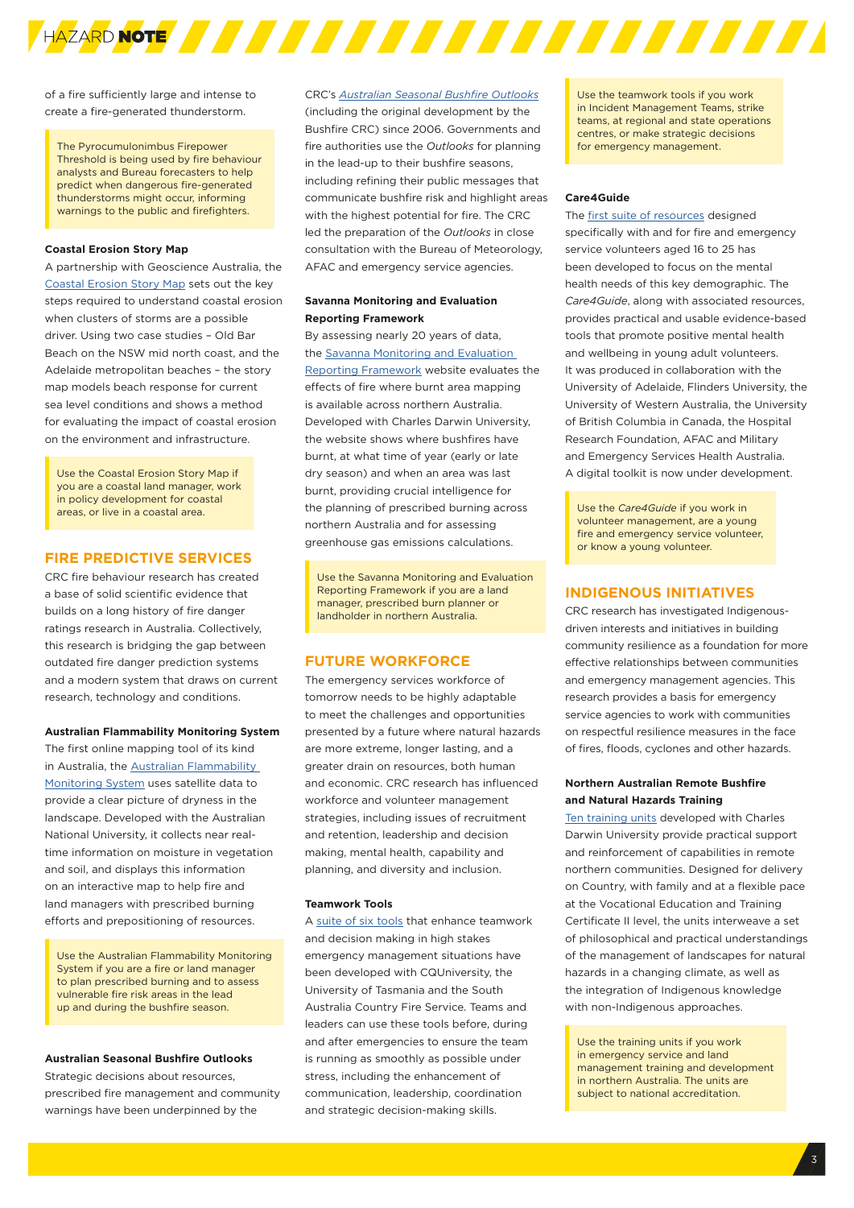of a fire sufficiently large and intense to create a fire-generated thunderstorm.

> The Pyrocumulonimbus Firepower Threshold is being used by fire behaviour analysts and Bureau forecasters to help predict when dangerous fire-generated thunderstorms might occur, informing warnings to the public and firefighters.

**Coastal Erosion Story Map**

A partnership with Geoscience Australia, the Coastal Erosion Story Map sets out the key steps required to understand coastal erosion when clusters of storms are a possible driver. Using two case studies – Old Bar Beach on the NSW mid north coast, and the Adelaide metropolitan beaches – the story map models beach response for current sea level conditions and shows a method for evaluating the impact of coastal erosion on the environment and infrastructure.

> Use the Coastal Erosion Story Map if you are a coastal land manager, work in policy development for coastal areas, or live in a coastal area.

## FIRE PREDICTIVE SERVICES

CRC fire behaviour research has created a base of solid scientific evidence that builds on a long history of fire danger ratings research in Australia. Collectively, this research is bridging the gap between outdated fire danger prediction systems and a modern system that draws on current research, technology and conditions.

**Australian Flammability Monitoring System**

The first online mapping tool of its kind in Australia, the Australian Flammability Monitoring System uses satellite data to provide a clear picture of dryness in the landscape. Developed with the Australian National University, it collects near real-time information on moisture in vegetation and soil, and displays this information on an interactive map to help fire and land managers with prescribed burning efforts and prepositioning of resources.

> Use the Australian Flammability Monitoring System if you are a fire or land manager to plan prescribed burning and to assess vulnerable fire risk areas in the lead up and during the bushfire season.

**Australian Seasonal Bushfire Outlooks**

Strategic decisions about resources, prescribed fire management and community warnings have been underpinned by the CRC's *Australian Seasonal Bushfire Outlooks* (including the original development by the Bushfire CRC) since 2006. Governments and fire authorities use the *Outlooks* for planning in the lead-up to their bushfire seasons, including refining their public messages that communicate bushfire risk and highlight areas with the highest potential for fire. The CRC led the preparation of the *Outlooks* in close consultation with the Bureau of Meteorology, AFAC and emergency service agencies.

**Savanna Monitoring and Evaluation Reporting Framework**

By assessing nearly 20 years of data, the Savanna Monitoring and Evaluation Reporting Framework website evaluates the effects of fire where burnt area mapping is available across northern Australia. Developed with Charles Darwin University, the website shows where bushfires have burnt, at what time of year (early or late dry season) and when an area was last burnt, providing crucial intelligence for the planning of prescribed burning across northern Australia and for assessing greenhouse gas emissions calculations.

> Use the Savanna Monitoring and Evaluation Reporting Framework if you are a land manager, prescribed burn planner or landholder in northern Australia.

## FUTURE WORKFORCE

The emergency services workforce of tomorrow needs to be highly adaptable to meet the challenges and opportunities presented by a future where natural hazards are more extreme, longer lasting, and a greater drain on resources, both human and economic. CRC research has influenced workforce and volunteer management strategies, including issues of recruitment and retention, leadership and decision making, mental health, capability and planning, and diversity and inclusion.

**Teamwork Tools**

A suite of six tools that enhance teamwork and decision making in high stakes emergency management situations have been developed with CQUniversity, the University of Tasmania and the South Australia Country Fire Service. Teams and leaders can use these tools before, during and after emergencies to ensure the team is running as smoothly as possible under stress, including the enhancement of communication, leadership, coordination and strategic decision-making skills.

> Use the teamwork tools if you work in Incident Management Teams, strike teams, at regional and state operations centres, or make strategic decisions for emergency management.

**Care4Guide**

The first suite of resources designed specifically with and for fire and emergency service volunteers aged 16 to 25 has been developed to focus on the mental health needs of this key demographic. The *Care4Guide*, along with associated resources, provides practical and usable evidence-based tools that promote positive mental health and wellbeing in young adult volunteers. It was produced in collaboration with the University of Adelaide, Flinders University, the University of Western Australia, the University of British Columbia in Canada, the Hospital Research Foundation, AFAC and Military and Emergency Services Health Australia. A digital toolkit is now under development.

> Use the *Care4Guide* if you work in volunteer management, are a young fire and emergency service volunteer, or know a young volunteer.

## INDIGENOUS INITIATIVES

CRC research has investigated Indigenous-driven interests and initiatives in building community resilience as a foundation for more effective relationships between communities and emergency management agencies. This research provides a basis for emergency service agencies to work with communities on respectful resilience measures in the face of fires, floods, cyclones and other hazards.

**Northern Australian Remote Bushfire and Natural Hazards Training**

Ten training units developed with Charles Darwin University provide practical support and reinforcement of capabilities in remote northern communities. Designed for delivery on Country, with family and at a flexible pace at the Vocational Education and Training Certificate II level, the units interweave a set of philosophical and practical understandings of the management of landscapes for natural hazards in a changing climate, as well as the integration of Indigenous knowledge with non-Indigenous approaches.

> Use the training units if you work in emergency service and land management training and development in northern Australia. The units are subject to national accreditation.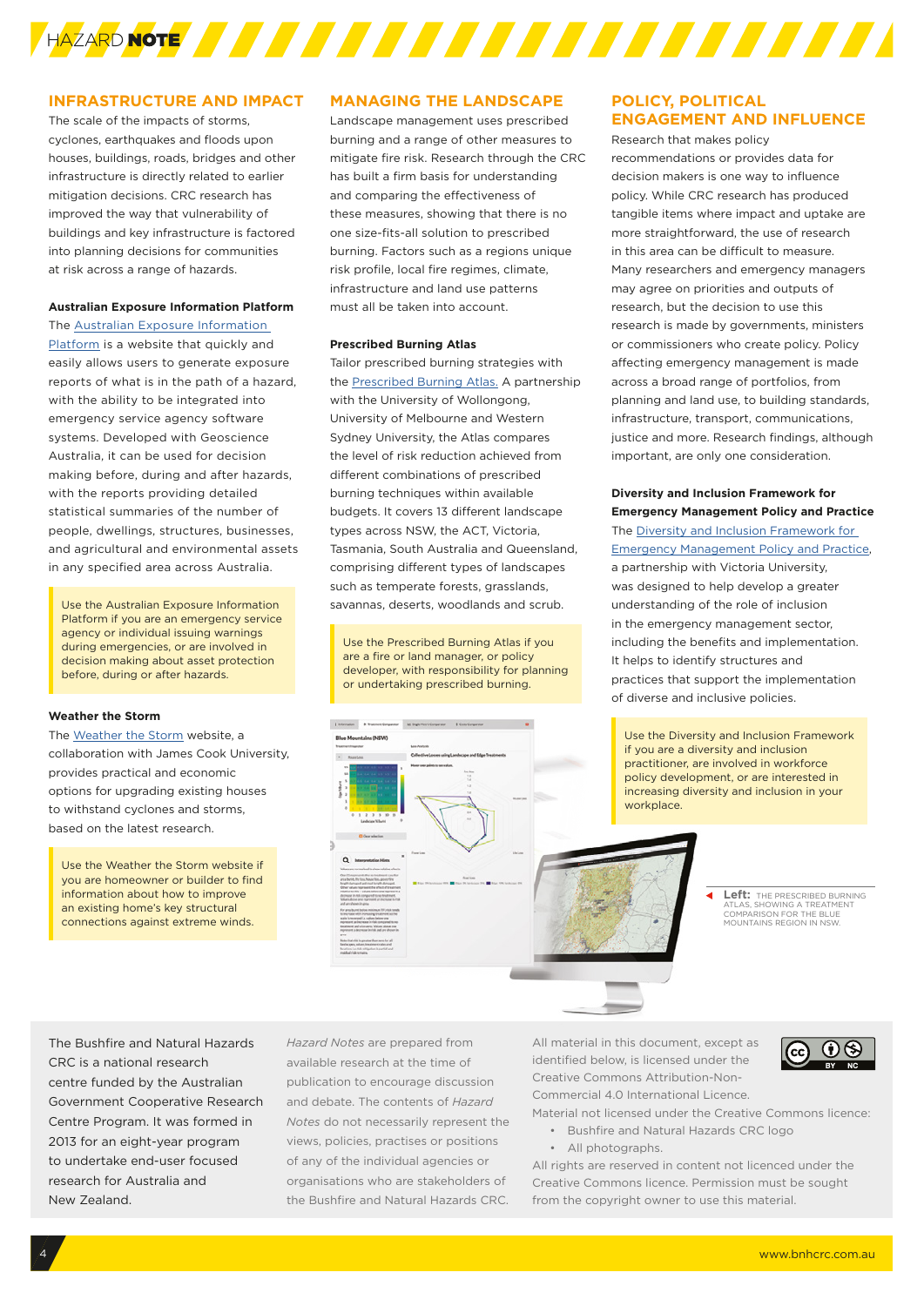## INFRASTRUCTURE AND IMPACT

The scale of the impacts of storms, cyclones, earthquakes and floods upon houses, buildings, roads, bridges and other infrastructure is directly related to earlier mitigation decisions. CRC research has improved the way that vulnerability of buildings and key infrastructure is factored into planning decisions for communities at risk across a range of hazards.

### Australian Exposure Information Platform

The Australian Exposure Information Platform is a website that quickly and easily allows users to generate exposure reports of what is in the path of a hazard, with the ability to be integrated into emergency service agency software systems. Developed with Geoscience Australia, it can be used for decision making before, during and after hazards, with the reports providing detailed statistical summaries of the number of people, dwellings, structures, businesses, and agricultural and environmental assets in any specified area across Australia.

Use the Australian Exposure Information Platform if you are an emergency service agency or individual issuing warnings during emergencies, or are involved in decision making about asset protection before, during or after hazards.

### Weather the Storm

The Weather the Storm website, a collaboration with James Cook University, provides practical and economic options for upgrading existing houses to withstand cyclones and storms, based on the latest research.

Use the Weather the Storm website if you are homeowner or builder to find information about how to improve an existing home's key structural connections against extreme winds.

## MANAGING THE LANDSCAPE

Landscape management uses prescribed burning and a range of other measures to mitigate fire risk. Research through the CRC has built a firm basis for understanding and comparing the effectiveness of these measures, showing that there is no one size-fits-all solution to prescribed burning. Factors such as a regions unique risk profile, local fire regimes, climate, infrastructure and land use patterns must all be taken into account.

### Prescribed Burning Atlas

Tailor prescribed burning strategies with the Prescribed Burning Atlas. A partnership with the University of Wollongong, University of Melbourne and Western Sydney University, the Atlas compares the level of risk reduction achieved from different combinations of prescribed burning techniques within available budgets. It covers 13 different landscape types across NSW, the ACT, Victoria, Tasmania, South Australia and Queensland, comprising different types of landscapes such as temperate forests, grasslands, savannas, deserts, woodlands and scrub.

Use the Prescribed Burning Atlas if you are a fire or land manager, or policy developer, with responsibility for planning or undertaking prescribed burning.

**Left:** THE PRESCRIBED BURNING ATLAS, SHOWING A TREATMENT COMPARISON FOR THE BLUE MOUNTAINS REGION IN NSW.

## POLICY, POLITICAL ENGAGEMENT AND INFLUENCE

Research that makes policy recommendations or provides data for decision makers is one way to influence policy. While CRC research has produced tangible items where impact and uptake are more straightforward, the use of research in this area can be difficult to measure. Many researchers and emergency managers may agree on priorities and outputs of research, but the decision to use this research is made by governments, ministers or commissioners who create policy. Policy affecting emergency management is made across a broad range of portfolios, from planning and land use, to building standards, infrastructure, transport, communications, justice and more. Research findings, although important, are only one consideration.

### Diversity and Inclusion Framework for Emergency Management Policy and Practice

The Diversity and Inclusion Framework for Emergency Management Policy and Practice, a partnership with Victoria University, was designed to help develop a greater understanding of the role of inclusion in the emergency management sector, including the benefits and implementation. It helps to identify structures and practices that support the implementation of diverse and inclusive policies.

Use the Diversity and Inclusion Framework if you are a diversity and inclusion practitioner, are involved in workforce policy development, or are interested in increasing diversity and inclusion in your workplace.

---

The Bushfire and Natural Hazards CRC is a national research centre funded by the Australian Government Cooperative Research Centre Program. It was formed in 2013 for an eight-year program to undertake end-user focused research for Australia and New Zealand.

*Hazard Notes* are prepared from available research at the time of publication to encourage discussion and debate. The contents of *Hazard Notes* do not necessarily represent the views, policies, practises or positions of any of the individual agencies or organisations who are stakeholders of the Bushfire and Natural Hazards CRC.

All material in this document, except as identified below, is licensed under the Creative Commons Attribution-Non-Commercial 4.0 International Licence.

Material not licensed under the Creative Commons licence:

- Bushfire and Natural Hazards CRC logo
- All photographs.

All rights are reserved in content not licenced under the Creative Commons licence. Permission must be sought from the copyright owner to use this material.